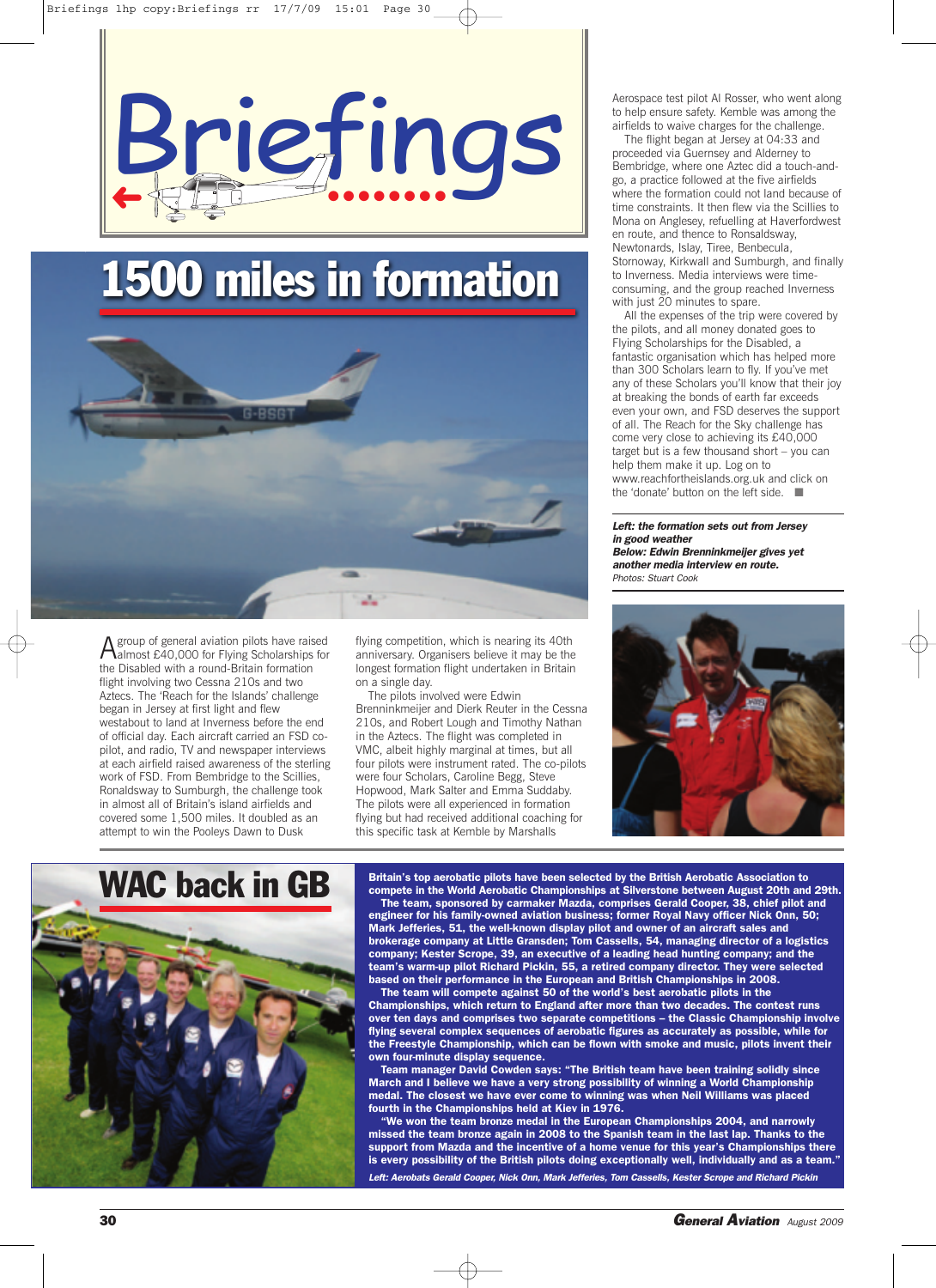# Briefings

## 1500 miles in formation

A group of general aviation pilots have raised almost £40,000 for Flying Scholarships for the Disabled with a round-Britain formation flight involving two Cessna 210s and two Aztecs. The 'Reach for the Islands' challenge began in Jersey at first light and flew westabout to land at Inverness before the end of official day. Each aircraft carried an FSD co-pilot, and radio, TV and newspaper interviews at each airfield raised awareness of the sterling work of FSD. From Bembridge to the Scillies, Ronaldsway to Sumburgh, the challenge took in almost all of Britain's island airfields and covered some 1,500 miles. It doubled as an attempt to win the Pooleys Dawn to Dusk flying competition, which is nearing its 40th anniversary. Organisers believe it may be the longest formation flight undertaken in Britain on a single day.

The pilots involved were Edwin Brenninkmeijer and Dierk Reuter in the Cessna 210s, and Robert Lough and Timothy Nathan in the Aztecs. The flight was completed in VMC, albeit highly marginal at times, but all four pilots were instrument rated. The co-pilots were four Scholars, Caroline Begg, Steve Hopwood, Mark Salter and Emma Suddaby. The pilots were all experienced in formation flying but had received additional coaching for this specific task at Kemble by Marshalls Aerospace test pilot Al Rosser, who went along to help ensure safety. Kemble was among the airfields to waive charges for the challenge.

The flight began at Jersey at 04:33 and proceeded via Guernsey and Alderney to Bembridge, where one Aztec did a touch-and-go, a practice followed at the five airfields where the formation could not land because of time constraints. It then flew via the Scillies to Mona on Anglesey, refuelling at Haverfordwest en route, and thence to Ronaldsway, Newtonards, Islay, Tiree, Benbecula, Stornoway, Kirkwall and Sumburgh, and finally to Inverness. Media interviews were time-consuming, and the group reached Inverness with just 20 minutes to spare.

All the expenses of the trip were covered by the pilots, and all money donated goes to Flying Scholarships for the Disabled, a fantastic organisation which has helped more than 300 Scholars learn to fly. If you've met any of these Scholars you'll know that their joy at breaking the bonds of earth far exceeds even your own, and FSD deserves the support of all. The Reach for the Sky challenge has come very close to achieving its £40,000 target but is a few thousand short – you can help them make it up. Log on to www.reachfortheislands.org.uk and click on the 'donate' button on the left side. ■

***Left: the formation sets out from Jersey in good weather***
***Below: Edwin Brenninkmeijer gives yet another media interview en route.***
*Photos: Stuart Cook*

## WAC back in GB

**Britain's top aerobatic pilots have been selected by the British Aerobatic Association to compete in the World Aerobatic Championships at Silverstone between August 20th and 29th.**

**The team, sponsored by carmaker Mazda, comprises Gerald Cooper, 38, chief pilot and engineer for his family-owned aviation business; former Royal Navy officer Nick Onn, 50; Mark Jefferies, 51, the well-known display pilot and owner of an aircraft sales and brokerage company at Little Gransden; Tom Cassells, 54, managing director of a logistics company; Kester Scrope, 39, an executive of a leading head hunting company; and the team's warm-up pilot Richard Pickin, 55, a retired company director. They were selected based on their performance in the European and British Championships in 2008.**

**The team will compete against 50 of the world's best aerobatic pilots in the Championships, which return to England after more than two decades. The contest runs over ten days and comprises two separate competitions – the Classic Championship involve flying several complex sequences of aerobatic figures as accurately as possible, while for the Freestyle Championship, which can be flown with smoke and music, pilots invent their own four-minute display sequence.**

**Team manager David Cowden says: "The British team have been training solidly since March and I believe we have a very strong possibility of winning a World Championship medal. The closest we have ever come to winning was when Neil Williams was placed fourth in the Championships held at Kiev in 1976.**

**"We won the team bronze medal in the European Championships 2004, and narrowly missed the team bronze again in 2008 to the Spanish team in the last lap. Thanks to the support from Mazda and the incentive of a home venue for this year's Championships there is every possibility of the British pilots doing exceptionally well, individually and as a team."**

***Left: Aerobats Gerald Cooper, Nick Onn, Mark Jefferies, Tom Cassells, Kester Scrope and Richard Pickin***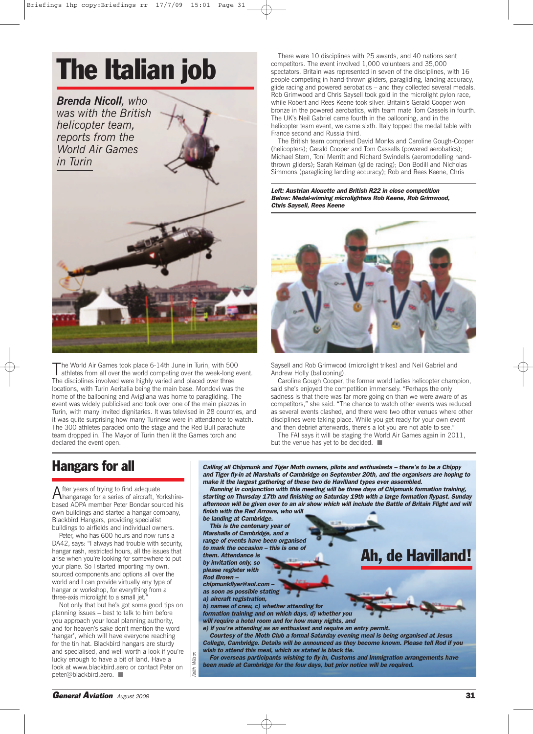# The Italian job

***Brenda Nicoll**, who was with the British helicopter team, reports from the World Air Games in Turin*

The World Air Games took place 6-14th June in Turin, with 500 athletes from all over the world competing over the week-long event. The disciplines involved were highly varied and placed over three locations, with Turin Aeritalia being the main base. Mondovi was the home of the ballooning and Avigliana was home to paragliding. The event was widely publicised and took over one of the main piazzas in Turin, with many invited dignitaries. It was televised in 28 countries, and it was quite surprising how many Turinese were in attendance to watch. The 300 athletes paraded onto the stage and the Red Bull parachute team dropped in. The Mayor of Turin then lit the Games torch and declared the event open.

There were 10 disciplines with 25 awards, and 40 nations sent competitors. The event involved 1,000 volunteers and 35,000 spectators. Britain was represented in seven of the disciplines, with 16 people competing in hand-thrown gliders, paragliding, landing accuracy, glide racing and powered aerobatics – and they collected several medals. Rob Grimwood and Chris Saysell took gold in the microlight pylon race, while Robert and Rees Keene took silver. Britain's Gerald Cooper won bronze in the powered aerobatics, with team mate Tom Cassels in fourth. The UK's Neil Gabriel came fourth in the ballooning, and in the helicopter team event, we came sixth. Italy topped the medal table with France second and Russia third.

The British team comprised David Monks and Caroline Gough-Cooper (helicopters); Gerald Cooper and Tom Cassells (powered aerobatics); Michael Stern, Toni Merritt and Richard Swindells (aeromodelling hand-thrown gliders); Sarah Kelman (glide racing); Don Bodill and Nicholas Simmons (paragliding landing accuracy); Rob and Rees Keene, Chris Saysell and Rob Grimwood (microlight trikes) and Neil Gabriel and Andrew Holly (ballooning).

***Left: Austrian Alouette and British R22 in close competition***
***Below: Medal-winning microlighters Rob Keene, Rob Grimwood, Chris Saysell, Rees Keene***

Caroline Gough Cooper, the former world ladies helicopter champion, said she's enjoyed the competition immensely. "Perhaps the only sadness is that there was far more going on than we were aware of as competitors," she said. "The chance to watch other events was reduced as several events clashed, and there were two other venues where other disciplines were taking place. While you get ready for your own event and then debrief afterwards, there's a lot you are not able to see."

The FAI says it will be staging the World Air Games again in 2011, but the venue has yet to be decided. ■

# Hangars for all

After years of trying to find adequate hangarage for a series of aircraft, Yorkshire-based AOPA member Peter Bondar sourced his own buildings and started a hangar company, Blackbird Hangars, providing specialist buildings to airfields and individual owners.

Peter, who has 600 hours and now runs a DA42, says: "I always had trouble with security, hangar rash, restricted hours, all the issues that arise when you're looking for somewhere to put your plane. So I started importing my own, sourced components and options all over the world and I can provide virtually any type of hangar or workshop, for everything from a three-axis microlight to a small jet."

Not only that but he's got some good tips on planning issues – best to talk to him before you approach your local planning authority, and for heaven's sake don't mention the word 'hangar', which will have everyone reaching for the tin hat. Blackbird hangars are sturdy and specialised, and well worth a look if you're lucky enough to have a bit of land. Have a look at www.blackbird.aero or contact Peter on peter@blackbird.aero. ■

# Ah, de Havilland!

***Calling all Chipmunk and Tiger Moth owners, pilots and enthusiasts – there's to be a Chippy and Tiger fly-in at Marshalls of Cambridge on September 20th, and the organisers are hoping to make it the largest gathering of these two de Havilland types ever assembled.***

***Running in conjunction with this meeting will be three days of Chipmunk formation training, starting on Thursday 17th and finishing on Saturday 19th with a large formation flypast. Sunday afternoon will be given over to an air show which will include the Battle of Britain Flight and will finish with the Red Arrows, who will be landing at Cambridge.***

***This is the centenary year of Marshalls of Cambridge, and a range of events have been organised to mark the occasion – this is one of them. Attendance is by invitation only, so please register with Rod Brown – chipmunkflyer@aol.com – as soon as possible stating a) aircraft registration, b) names of crew, c) whether attending for formation training and on which days, d) whether you will require a hotel room and for how many nights, and e) if you're attending as an enthusiast and require an entry permit.***

***Courtesy of the Moth Club a formal Saturday evening meal is being organised at Jesus College, Cambridge. Details will be announced as they become known. Please tell Rod if you wish to attend this meal, which as stated is black tie.***

***For overseas participants wishing to fly in, Customs and Immigration arrangements have been made at Cambridge for the four days, but prior notice will be required.***

*Keith Wilson*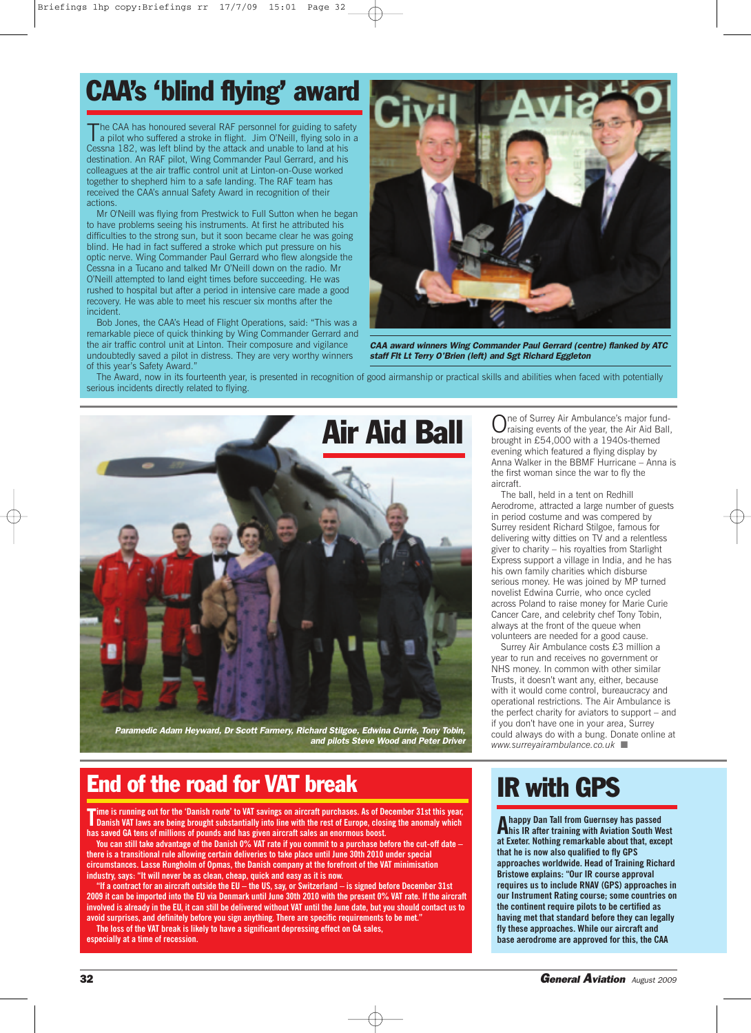# CAA's 'blind flying' award

The CAA has honoured several RAF personnel for guiding to safety a pilot who suffered a stroke in flight. Jim O'Neill, flying solo in a Cessna 182, was left blind by the attack and unable to land at his destination. An RAF pilot, Wing Commander Paul Gerrard, and his colleagues at the air traffic control unit at Linton-on-Ouse worked together to shepherd him to a safe landing. The RAF team has received the CAA's annual Safety Award in recognition of their actions.

Mr O'Neill was flying from Prestwick to Full Sutton when he began to have problems seeing his instruments. At first he attributed his difficulties to the strong sun, but it soon became clear he was going blind. He had in fact suffered a stroke which put pressure on his optic nerve. Wing Commander Paul Gerrard who flew alongside the Cessna in a Tucano and talked Mr O'Neill down on the radio. Mr O'Neill attempted to land eight times before succeeding. He was rushed to hospital but after a period in intensive care made a good recovery. He was able to meet his rescuer six months after the incident.

Bob Jones, the CAA's Head of Flight Operations, said: "This was a remarkable piece of quick thinking by Wing Commander Gerrard and the air traffic control unit at Linton. Their composure and vigilance undoubtedly saved a pilot in distress. They are very worthy winners of this year's Safety Award."

*CAA award winners Wing Commander Paul Gerrard (centre) flanked by ATC staff Flt Lt Terry O'Brien (left) and Sgt Richard Eggleton*

The Award, now in its fourteenth year, is presented in recognition of good airmanship or practical skills and abilities when faced with potentially serious incidents directly related to flying.

# Air Aid Ball

*Paramedic Adam Heyward, Dr Scott Farmery, Richard Stilgoe, Edwina Currie, Tony Tobin, and pilots Steve Wood and Peter Driver*

One of Surrey Air Ambulance's major fund-raising events of the year, the Air Aid Ball, brought in £54,000 with a 1940s-themed evening which featured a flying display by Anna Walker in the BBMF Hurricane – Anna is the first woman since the war to fly the aircraft.

The ball, held in a tent on Redhill Aerodrome, attracted a large number of guests in period costume and was compered by Surrey resident Richard Stilgoe, famous for delivering witty ditties on TV and a relentless giver to charity – his royalties from Starlight Express support a village in India, and he has his own family charities which disburse serious money. He was joined by MP turned novelist Edwina Currie, who once cycled across Poland to raise money for Marie Curie Cancer Care, and celebrity chef Tony Tobin, always at the front of the queue when volunteers are needed for a good cause.

Surrey Air Ambulance costs £3 million a year to run and receives no government or NHS money. In common with other similar Trusts, it doesn't want any, either, because with it would come control, bureaucracy and operational restrictions. The Air Ambulance is the perfect charity for aviators to support – and if you don't have one in your area, Surrey could always do with a bung. Donate online at *www.surreyairambulance.co.uk* ■

# End of the road for VAT break

**Time is running out for the 'Danish route' to VAT savings on aircraft purchases. As of December 31st this year, Danish VAT laws are being brought substantially into line with the rest of Europe, closing the anomaly which has saved GA tens of millions of pounds and has given aircraft sales an enormous boost.**

**You can still take advantage of the Danish 0% VAT rate if you commit to a purchase before the cut-off date – there is a transitional rule allowing certain deliveries to take place until June 30th 2010 under special circumstances. Lasse Rungholm of Opmas, the Danish company at the forefront of the VAT minimisation industry, says: "It will never be as clean, cheap, quick and easy as it is now.**

**"If a contract for an aircraft outside the EU – the US, say, or Switzerland – is signed before December 31st 2009 it can be imported into the EU via Denmark until June 30th 2010 with the present 0% VAT rate. If the aircraft involved is already in the EU, it can still be delivered without VAT until the June date, but you should contact us to avoid surprises, and definitely before you sign anything. There are specific requirements to be met."**

**The loss of the VAT break is likely to have a significant depressing effect on GA sales, especially at a time of recession.**

# IR with GPS

**A happy Dan Tall from Guernsey has passed his IR after training with Aviation South West at Exeter. Nothing remarkable about that, except that he is now also qualified to fly GPS approaches worldwide. Head of Training Richard Bristowe explains: "Our IR course approval requires us to include RNAV (GPS) approaches in our Instrument Rating course; some countries on the continent require pilots to be certified as having met that standard before they can legally fly these approaches. While our aircraft and base aerodrome are approved for this, the CAA**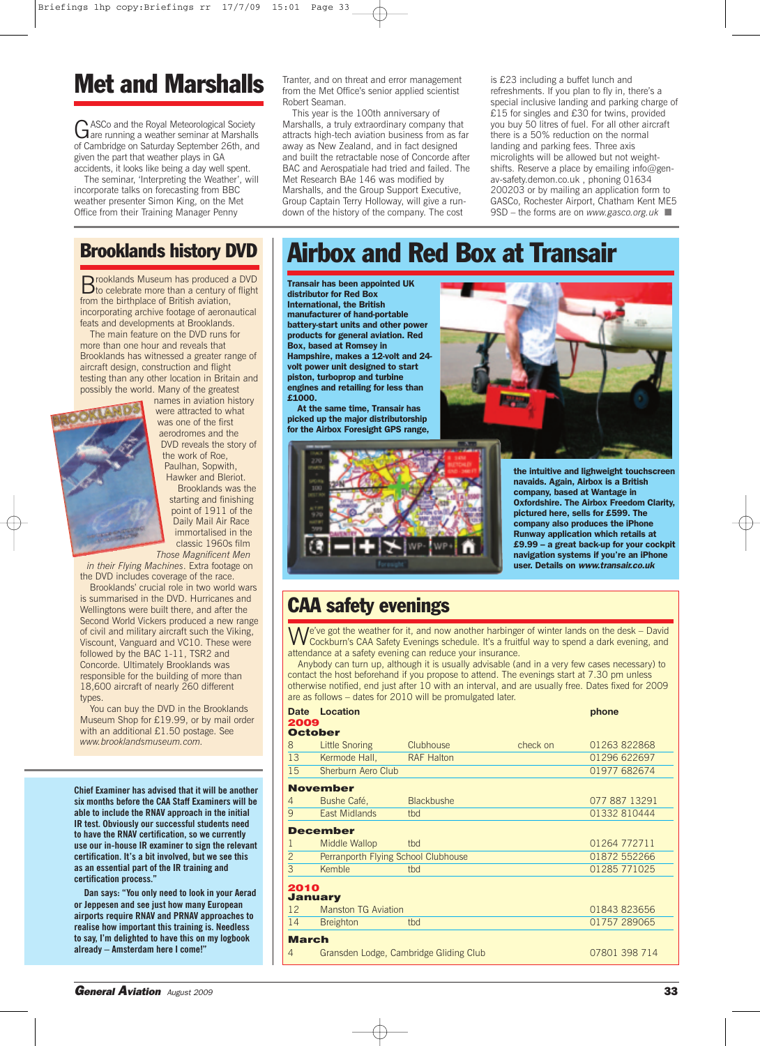# Met and Marshalls

GASCo and the Royal Meteorological Society are running a weather seminar at Marshalls of Cambridge on Saturday September 26th, and given the part that weather plays in GA accidents, it looks like being a day well spent.

The seminar, 'Interpreting the Weather', will incorporate talks on forecasting from BBC weather presenter Simon King, on the Met Office from their Training Manager Penny Tranter, and on threat and error management from the Met Office's senior applied scientist Robert Seaman.

This year is the 100th anniversary of Marshalls, a truly extraordinary company that attracts high-tech aviation business from as far away as New Zealand, and in fact designed and built the retractable nose of Concorde after BAC and Aerospatiale had tried and failed. The Met Research BAe 146 was modified by Marshalls, and the Group Support Executive, Group Captain Terry Holloway, will give a run-down of the history of the company. The cost is £23 including a buffet lunch and refreshments. If you plan to fly in, there's a special inclusive landing and parking charge of £15 for singles and £30 for twins, provided you buy 50 litres of fuel. For all other aircraft there is a 50% reduction on the normal landing and parking fees. Three axis microlights will be allowed but not weight-shifts. Reserve a place by emailing info@gen-av-safety.demon.co.uk , phoning 01634 200203 or by mailing an application form to GASCo, Rochester Airport, Chatham Kent ME5 9SD – the forms are on *www.gasco.org.uk*

## Brooklands history DVD

Brooklands Museum has produced a DVD to celebrate more than a century of flight from the birthplace of British aviation, incorporating archive footage of aeronautical feats and developments at Brooklands.

The main feature on the DVD runs for more than one hour and reveals that Brooklands has witnessed a greater range of aircraft design, construction and flight testing than any other location in Britain and possibly the world. Many of the greatest names in aviation history were attracted to what was one of the first aerodromes and the DVD reveals the story of the work of Roe, Paulhan, Sopwith, Hawker and Bleriot.

Brooklands was the starting and finishing point of 1911 of the Daily Mail Air Race immortalised in the classic 1960s film *Those Magnificent Men in their Flying Machines*. Extra footage on the DVD includes coverage of the race.

Brooklands' crucial role in two world wars is summarised in the DVD. Hurricanes and Wellingtons were built there, and after the Second World Vickers produced a new range of civil and military aircraft such the Viking, Viscount, Vanguard and VC10. These were followed by the BAC 1-11, TSR2 and Concorde. Ultimately Brooklands was responsible for the building of more than 18,600 aircraft of nearly 260 different types.

You can buy the DVD in the Brooklands Museum Shop for £19.99, or by mail order with an additional £1.50 postage. See *www.brooklandsmuseum.com.*

**Chief Examiner has advised that it will be another six months before the CAA Staff Examiners will be able to include the RNAV approach in the initial IR test. Obviously our successful students need to have the RNAV certification, so we currently use our in-house IR examiner to sign the relevant certification. It's a bit involved, but we see this as an essential part of the IR training and certification process."**

**Dan says: "You only need to look in your Aerad or Jeppesen and see just how many European airports require RNAV and PRNAV approaches to realise how important this training is. Needless to say, I'm delighted to have this on my logbook already – Amsterdam here I come!"**

## Airbox and Red Box at Transair

**Transair has been appointed UK distributor for Red Box International, the British manufacturer of hand-portable battery-start units and other power products for general aviation. Red Box, based at Romsey in Hampshire, makes a 12-volt and 24-volt power unit designed to start piston, turboprop and turbine engines and retailing for less than £1000.**

**At the same time, Transair has picked up the major distributorship for the Airbox Foresight GPS range, the intuitive and lighweight touchscreen navaids. Again, Airbox is a British company, based at Wantage in Oxfordshire. The Airbox Freedom Clarity, pictured here, sells for £599. The company also produces the iPhone Runway application which retails at £9.99 – a great back-up for your cockpit navigation systems if you're an iPhone user. Details on *www.transair.co.uk***

## CAA safety evenings

We've got the weather for it, and now another harbinger of winter lands on the desk – David Cockburn's CAA Safety Evenings schedule. It's a fruitful way to spend a dark evening, and attendance at a safety evening can reduce your insurance.

Anybody can turn up, although it is usually advisable (and in a very few cases necessary) to contact the host beforehand if you propose to attend. The evenings start at 7.30 pm unless otherwise notified, end just after 10 with an interval, and are usually free. Dates fixed for 2009 are as follows – dates for 2010 will be promulgated later.

| Date | Location | | | phone |
|---|---|---|---|---|
| **2009** | | | | |
| **October** | | | | |
| 8 | Little Snoring | Clubhouse | check on | 01263 822868 |
| 13 | Kermode Hall, | RAF Halton | | 01296 622697 |
| 15 | Sherburn Aero Club | | | 01977 682674 |
| **November** | | | | |
| 4 | Bushe Café, | Blackbushe | | 077 887 13291 |
| 9 | East Midlands | tbd | | 01332 810444 |
| **December** | | | | |
| 1 | Middle Wallop | tbd | | 01264 772711 |
| 2 | Perranporth Flying School Clubhouse | | | 01872 552266 |
| 3 | Kemble | tbd | | 01285 771025 |
| **2010** | | | | |
| **January** | | | | |
| 12 | Manston TG Aviation | | | 01843 823656 |
| 14 | Breighton | tbd | | 01757 289065 |
| **March** | | | | |
| 4 | Gransden Lodge, Cambridge Gliding Club | | | 07801 398 714 |